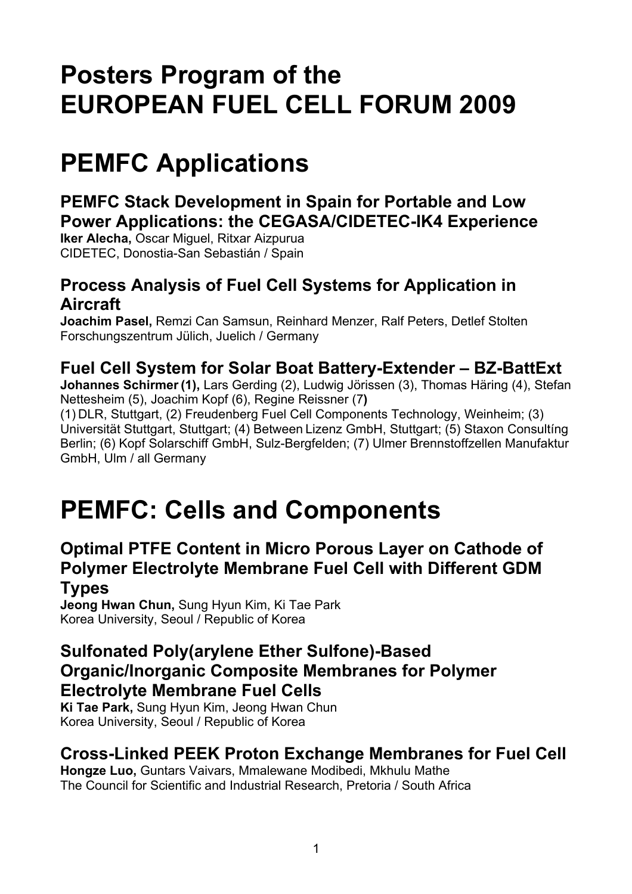# Posters Program of the EUROPEAN FUEL CELL FORUM 2009

# PEMFC Applications

### PEMFC Stack Development in Spain for Portable and Low Power Applications: the CEGASA/CIDETEC-IK4 Experience

**Iker Alecha,** Oscar Miguel, Ritxar Aizpurua
CIDETEC, Donostia-San Sebastián / Spain

### Process Analysis of Fuel Cell Systems for Application in Aircraft

**Joachim Pasel,** Remzi Can Samsun, Reinhard Menzer, Ralf Peters, Detlef Stolten
Forschungszentrum Jülich, Juelich / Germany

### Fuel Cell System for Solar Boat Battery-Extender – BZ-BattExt

**Johannes Schirmer (1),** Lars Gerding (2), Ludwig Jörissen (3), Thomas Häring (4), Stefan Nettesheim (5), Joachim Kopf (6), Regine Reissner (7**)**
(1) DLR, Stuttgart, (2) Freudenberg Fuel Cell Components Technology, Weinheim; (3) Universität Stuttgart, Stuttgart; (4) Between Lizenz GmbH, Stuttgart; (5) Staxon Consultíng Berlin; (6) Kopf Solarschiff GmbH, Sulz-Bergfelden; (7) Ulmer Brennstoffzellen Manufaktur GmbH, Ulm / all Germany

# PEMFC: Cells and Components

### Optimal PTFE Content in Micro Porous Layer on Cathode of Polymer Electrolyte Membrane Fuel Cell with Different GDM Types

**Jeong Hwan Chun,** Sung Hyun Kim, Ki Tae Park
Korea University, Seoul / Republic of Korea

### Sulfonated Poly(arylene Ether Sulfone)-Based Organic/Inorganic Composite Membranes for Polymer Electrolyte Membrane Fuel Cells

**Ki Tae Park,** Sung Hyun Kim, Jeong Hwan Chun
Korea University, Seoul / Republic of Korea

### Cross-Linked PEEK Proton Exchange Membranes for Fuel Cell

**Hongze Luo,** Guntars Vaivars, Mmalewane Modibedi, Mkhulu Mathe
The Council for Scientific and Industrial Research, Pretoria / South Africa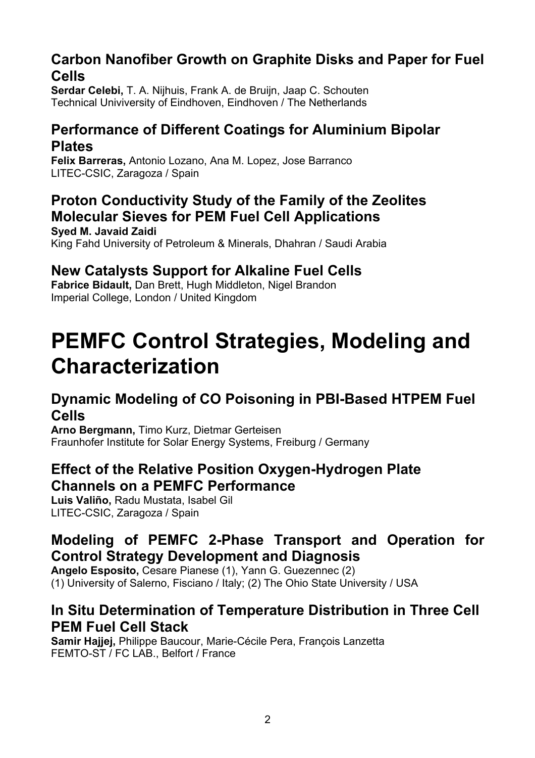### Carbon Nanofiber Growth on Graphite Disks and Paper for Fuel Cells

**Serdar Celebi,** T. A. Nijhuis, Frank A. de Bruijn, Jaap C. Schouten
Technical Univiversity of Eindhoven, Eindhoven / The Netherlands

### Performance of Different Coatings for Aluminium Bipolar Plates

**Felix Barreras,** Antonio Lozano, Ana M. Lopez, Jose Barranco
LITEC-CSIC, Zaragoza / Spain

### Proton Conductivity Study of the Family of the Zeolites Molecular Sieves for PEM Fuel Cell Applications

**Syed M. Javaid Zaidi**
King Fahd University of Petroleum & Minerals, Dhahran / Saudi Arabia

### New Catalysts Support for Alkaline Fuel Cells

**Fabrice Bidault,** Dan Brett, Hugh Middleton, Nigel Brandon
Imperial College, London / United Kingdom

# PEMFC Control Strategies, Modeling and Characterization

### Dynamic Modeling of CO Poisoning in PBI-Based HTPEM Fuel Cells

**Arno Bergmann,** Timo Kurz, Dietmar Gerteisen
Fraunhofer Institute for Solar Energy Systems, Freiburg / Germany

### Effect of the Relative Position Oxygen-Hydrogen Plate Channels on a PEMFC Performance

**Luis Valiño,** Radu Mustata, Isabel Gil
LITEC-CSIC, Zaragoza / Spain

### Modeling of PEMFC 2-Phase Transport and Operation for Control Strategy Development and Diagnosis

**Angelo Esposito,** Cesare Pianese (1), Yann G. Guezennec (2)
(1) University of Salerno, Fisciano / Italy; (2) The Ohio State University / USA

### In Situ Determination of Temperature Distribution in Three Cell PEM Fuel Cell Stack

**Samir Hajjej,** Philippe Baucour, Marie-Cécile Pera, François Lanzetta
FEMTO-ST / FC LAB., Belfort / France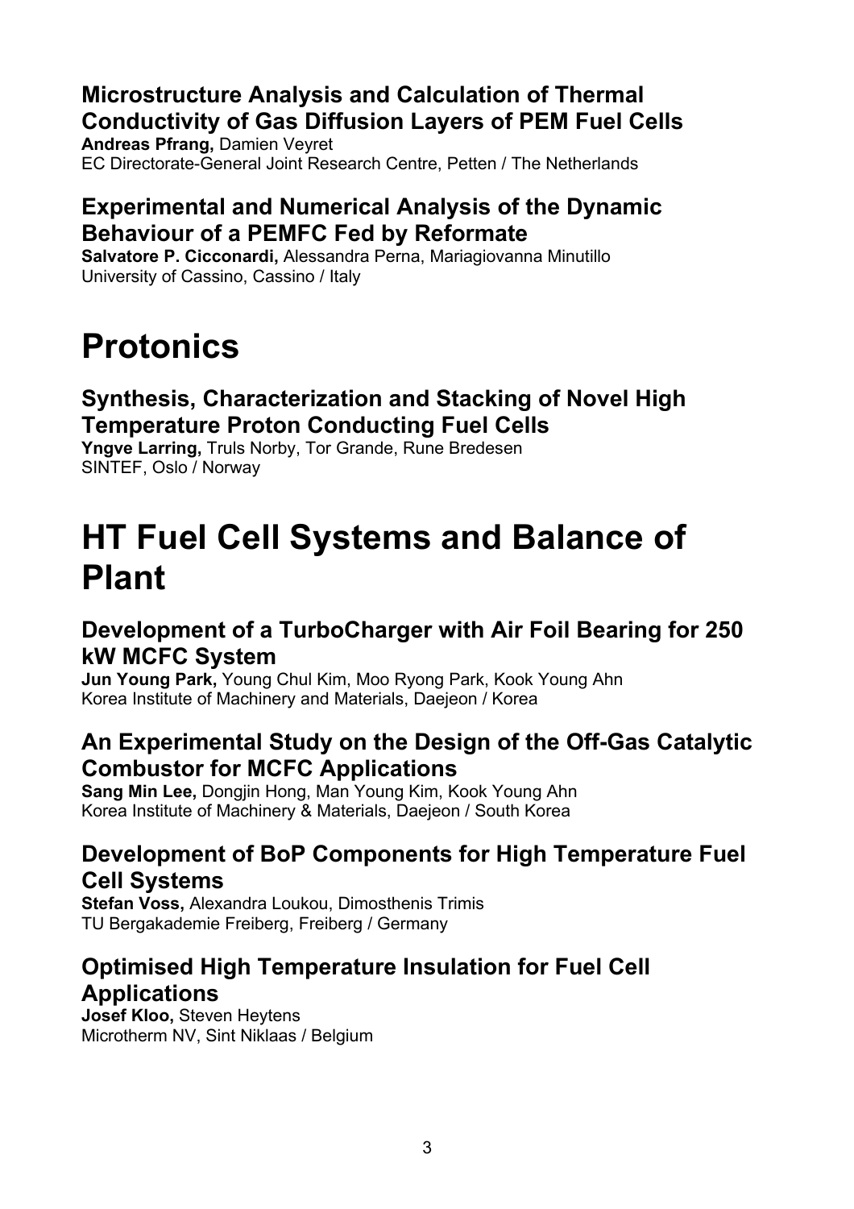### Microstructure Analysis and Calculation of Thermal Conductivity of Gas Diffusion Layers of PEM Fuel Cells

**Andreas Pfrang,** Damien Veyret
EC Directorate-General Joint Research Centre, Petten / The Netherlands

### Experimental and Numerical Analysis of the Dynamic Behaviour of a PEMFC Fed by Reformate

**Salvatore P. Cicconardi,** Alessandra Perna, Mariagiovanna Minutillo
University of Cassino, Cassino / Italy

# Protonics

### Synthesis, Characterization and Stacking of Novel High Temperature Proton Conducting Fuel Cells

**Yngve Larring,** Truls Norby, Tor Grande, Rune Bredesen
SINTEF, Oslo / Norway

# HT Fuel Cell Systems and Balance of Plant

### Development of a TurboCharger with Air Foil Bearing for 250 kW MCFC System

**Jun Young Park,** Young Chul Kim, Moo Ryong Park, Kook Young Ahn
Korea Institute of Machinery and Materials, Daejeon / Korea

### An Experimental Study on the Design of the Off-Gas Catalytic Combustor for MCFC Applications

**Sang Min Lee,** Dongjin Hong, Man Young Kim, Kook Young Ahn
Korea Institute of Machinery & Materials, Daejeon / South Korea

### Development of BoP Components for High Temperature Fuel Cell Systems

**Stefan Voss,** Alexandra Loukou, Dimosthenis Trimis
TU Bergakademie Freiberg, Freiberg / Germany

### Optimised High Temperature Insulation for Fuel Cell Applications

**Josef Kloo,** Steven Heytens
Microtherm NV, Sint Niklaas / Belgium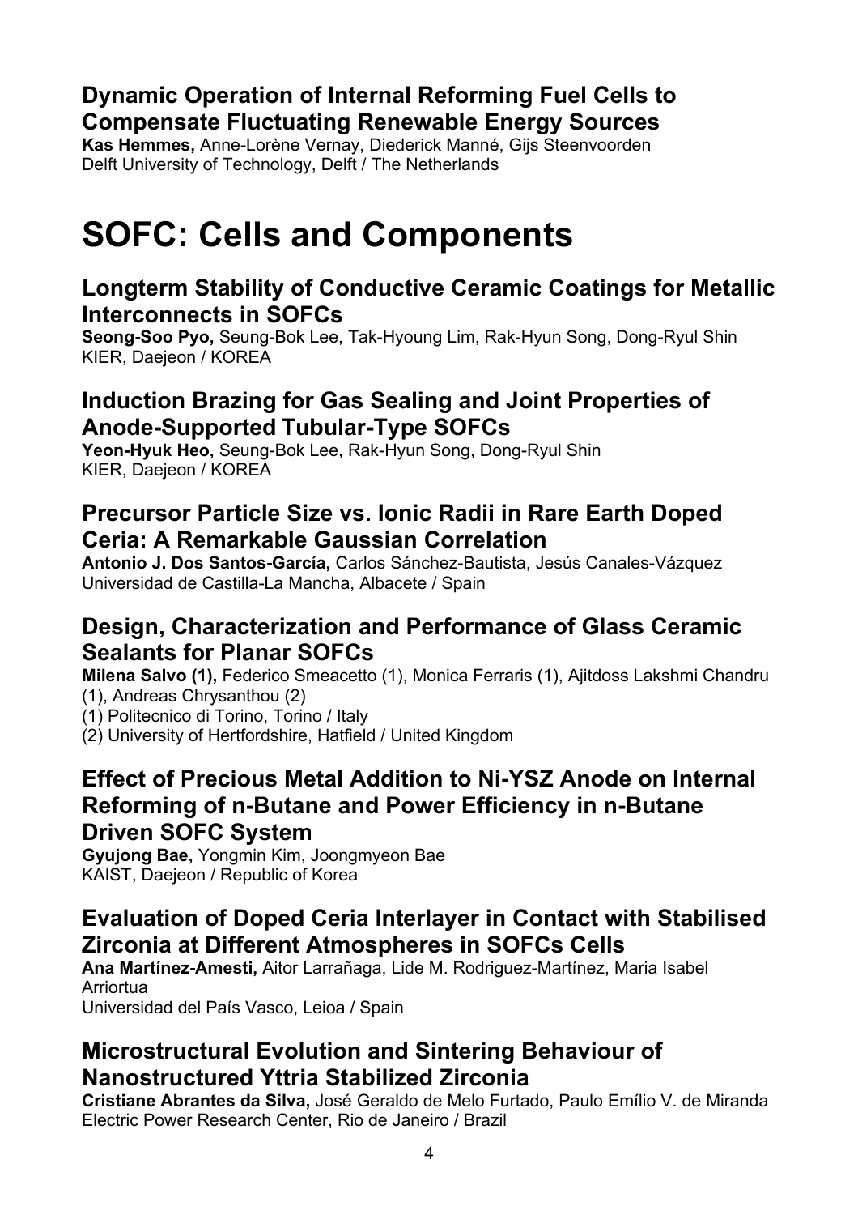### Dynamic Operation of Internal Reforming Fuel Cells to Compensate Fluctuating Renewable Energy Sources

**Kas Hemmes,** Anne-Lorène Vernay, Diederick Manné, Gijs Steenvoorden
Delft University of Technology, Delft / The Netherlands

# SOFC: Cells and Components

### Longterm Stability of Conductive Ceramic Coatings for Metallic Interconnects in SOFCs

**Seong-Soo Pyo,** Seung-Bok Lee, Tak-Hyoung Lim, Rak-Hyun Song, Dong-Ryul Shin
KIER, Daejeon / KOREA

### Induction Brazing for Gas Sealing and Joint Properties of Anode-Supported Tubular-Type SOFCs

**Yeon-Hyuk Heo,** Seung-Bok Lee, Rak-Hyun Song, Dong-Ryul Shin
KIER, Daejeon / KOREA

### Precursor Particle Size vs. Ionic Radii in Rare Earth Doped Ceria: A Remarkable Gaussian Correlation

**Antonio J. Dos Santos-García,** Carlos Sánchez-Bautista, Jesús Canales-Vázquez
Universidad de Castilla-La Mancha, Albacete / Spain

### Design, Characterization and Performance of Glass Ceramic Sealants for Planar SOFCs

**Milena Salvo (1),** Federico Smeacetto (1), Monica Ferraris (1), Ajitdoss Lakshmi Chandru (1), Andreas Chrysanthou (2)
(1) Politecnico di Torino, Torino / Italy
(2) University of Hertfordshire, Hatfield / United Kingdom

### Effect of Precious Metal Addition to Ni-YSZ Anode on Internal Reforming of n-Butane and Power Efficiency in n-Butane Driven SOFC System

**Gyujong Bae,** Yongmin Kim, Joongmyeon Bae
KAIST, Daejeon / Republic of Korea

### Evaluation of Doped Ceria Interlayer in Contact with Stabilised Zirconia at Different Atmospheres in SOFCs Cells

**Ana Martínez-Amesti,** Aitor Larrañaga, Lide M. Rodriguez-Martínez, Maria Isabel Arriortua
Universidad del País Vasco, Leioa / Spain

### Microstructural Evolution and Sintering Behaviour of Nanostructured Yttria Stabilized Zirconia

**Cristiane Abrantes da Silva,** José Geraldo de Melo Furtado, Paulo Emílio V. de Miranda
Electric Power Research Center, Rio de Janeiro / Brazil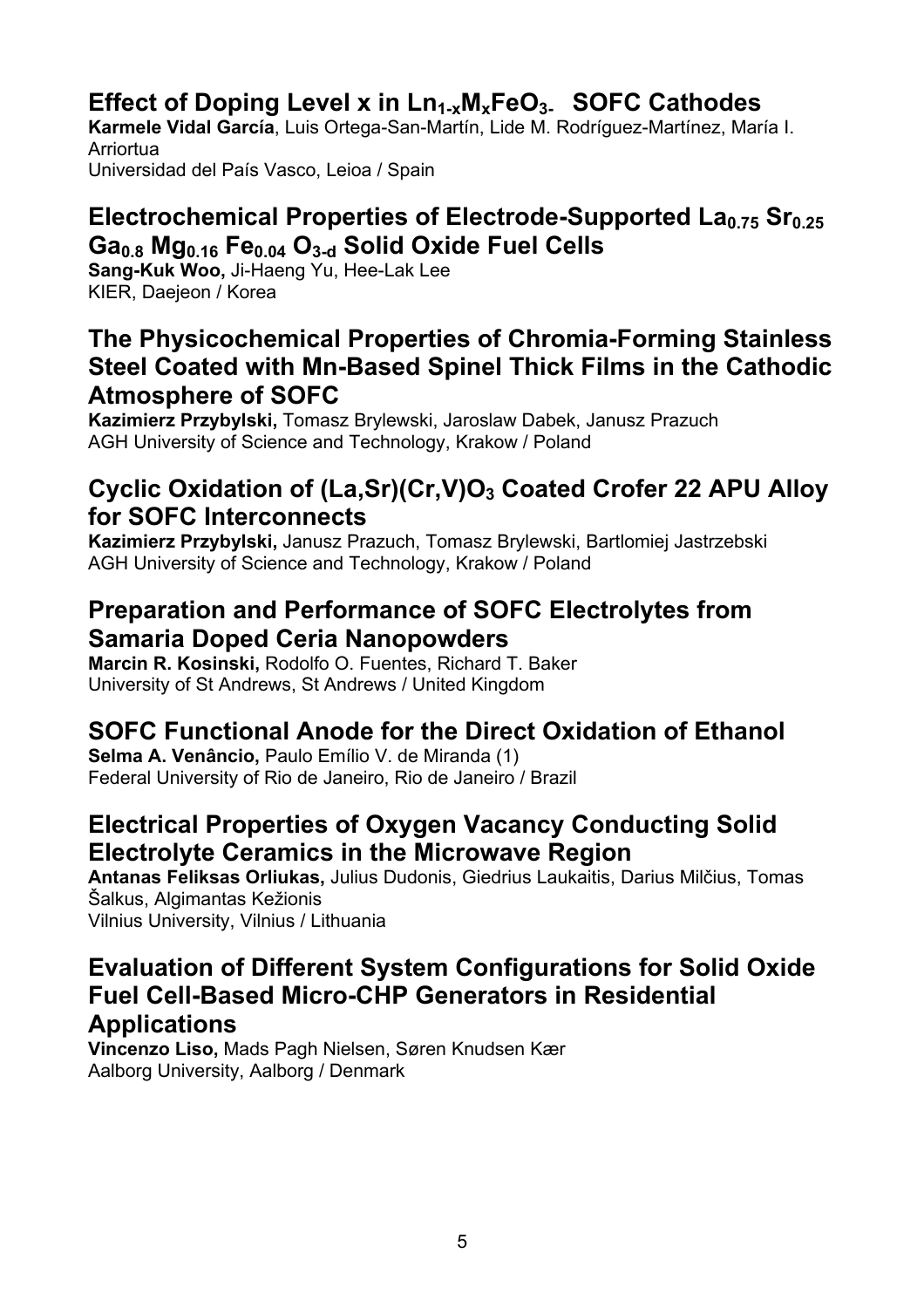## Effect of Doping Level x in $Ln_{1-x}M_xFeO_{3-}$ SOFC Cathodes

**Karmele Vidal García**, Luis Ortega-San-Martín, Lide M. Rodríguez-Martínez, María I. Arriortua
Universidad del País Vasco, Leioa / Spain

## Electrochemical Properties of Electrode-Supported $La_{0.75}$ $Sr_{0.25}$ $Ga_{0.8}$ $Mg_{0.16}$ $Fe_{0.04}$ $O_{3-d}$ Solid Oxide Fuel Cells

**Sang-Kuk Woo,** Ji-Haeng Yu, Hee-Lak Lee
KIER, Daejeon / Korea

## The Physicochemical Properties of Chromia-Forming Stainless Steel Coated with Mn-Based Spinel Thick Films in the Cathodic Atmosphere of SOFC

**Kazimierz Przybylski,** Tomasz Brylewski, Jaroslaw Dabek, Janusz Prazuch
AGH University of Science and Technology, Krakow / Poland

## Cyclic Oxidation of $(La,Sr)(Cr,V)O_3$ Coated Crofer 22 APU Alloy for SOFC Interconnects

**Kazimierz Przybylski,** Janusz Prazuch, Tomasz Brylewski, Bartlomiej Jastrzebski
AGH University of Science and Technology, Krakow / Poland

## Preparation and Performance of SOFC Electrolytes from Samaria Doped Ceria Nanopowders

**Marcin R. Kosinski,** Rodolfo O. Fuentes, Richard T. Baker
University of St Andrews, St Andrews / United Kingdom

## SOFC Functional Anode for the Direct Oxidation of Ethanol

**Selma A. Venâncio,** Paulo Emílio V. de Miranda (1)
Federal University of Rio de Janeiro, Rio de Janeiro / Brazil

## Electrical Properties of Oxygen Vacancy Conducting Solid Electrolyte Ceramics in the Microwave Region

**Antanas Feliksas Orliukas,** Julius Dudonis, Giedrius Laukaitis, Darius Milčius, Tomas Šalkus, Algimantas Kežionis
Vilnius University, Vilnius / Lithuania

## Evaluation of Different System Configurations for Solid Oxide Fuel Cell-Based Micro-CHP Generators in Residential Applications

**Vincenzo Liso,** Mads Pagh Nielsen, Søren Knudsen Kær
Aalborg University, Aalborg / Denmark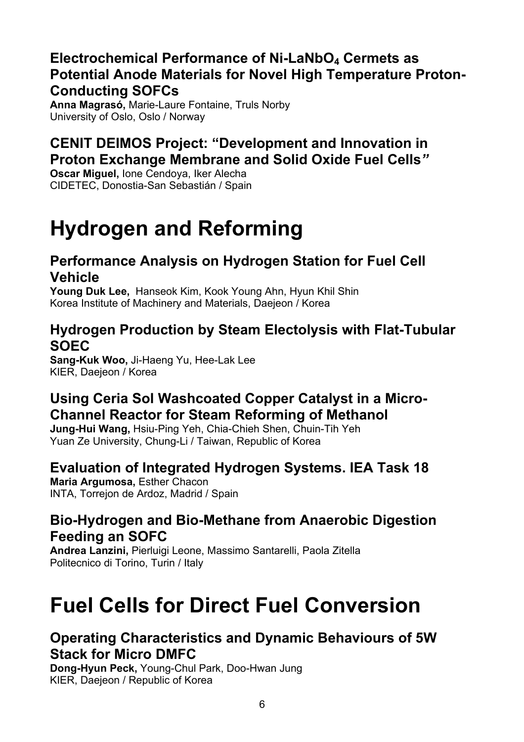### Electrochemical Performance of Ni-$LaNbO_4$ Cermets as Potential Anode Materials for Novel High Temperature Proton-Conducting SOFCs

**Anna Magrasó,** Marie-Laure Fontaine, Truls Norby
University of Oslo, Oslo / Norway

### CENIT DEIMOS Project: "Development and Innovation in Proton Exchange Membrane and Solid Oxide Fuel Cells"

**Oscar Miguel,** Ione Cendoya, Iker Alecha
CIDETEC, Donostia-San Sebastián / Spain

# Hydrogen and Reforming

### Performance Analysis on Hydrogen Station for Fuel Cell Vehicle

**Young Duk Lee,** Hanseok Kim, Kook Young Ahn, Hyun Khil Shin
Korea Institute of Machinery and Materials, Daejeon / Korea

### Hydrogen Production by Steam Electolysis with Flat-Tubular SOEC

**Sang-Kuk Woo,** Ji-Haeng Yu, Hee-Lak Lee
KIER, Daejeon / Korea

### Using Ceria Sol Washcoated Copper Catalyst in a Micro-Channel Reactor for Steam Reforming of Methanol

**Jung-Hui Wang,** Hsiu-Ping Yeh, Chia-Chieh Shen, Chuin-Tih Yeh
Yuan Ze University, Chung-Li / Taiwan, Republic of Korea

### Evaluation of Integrated Hydrogen Systems. IEA Task 18

**Maria Argumosa,** Esther Chacon
INTA, Torrejon de Ardoz, Madrid / Spain

### Bio-Hydrogen and Bio-Methane from Anaerobic Digestion Feeding an SOFC

**Andrea Lanzini,** Pierluigi Leone, Massimo Santarelli, Paola Zitella
Politecnico di Torino, Turin / Italy

# Fuel Cells for Direct Fuel Conversion

### Operating Characteristics and Dynamic Behaviours of 5W Stack for Micro DMFC

**Dong-Hyun Peck,** Young-Chul Park, Doo-Hwan Jung
KIER, Daejeon / Republic of Korea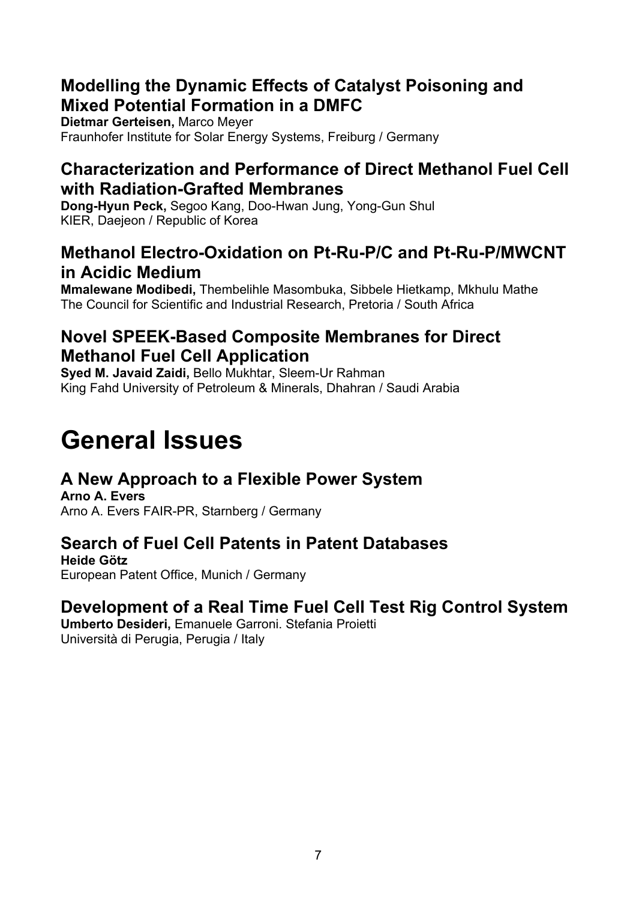## Modelling the Dynamic Effects of Catalyst Poisoning and Mixed Potential Formation in a DMFC

**Dietmar Gerteisen,** Marco Meyer
Fraunhofer Institute for Solar Energy Systems, Freiburg / Germany

## Characterization and Performance of Direct Methanol Fuel Cell with Radiation-Grafted Membranes

**Dong-Hyun Peck,** Segoo Kang, Doo-Hwan Jung, Yong-Gun Shul
KIER, Daejeon / Republic of Korea

## Methanol Electro-Oxidation on Pt-Ru-P/C and Pt-Ru-P/MWCNT in Acidic Medium

**Mmalewane Modibedi,** Thembelihle Masombuka, Sibbele Hietkamp, Mkhulu Mathe
The Council for Scientific and Industrial Research, Pretoria / South Africa

## Novel SPEEK-Based Composite Membranes for Direct Methanol Fuel Cell Application

**Syed M. Javaid Zaidi,** Bello Mukhtar, Sleem-Ur Rahman
King Fahd University of Petroleum & Minerals, Dhahran / Saudi Arabia

# General Issues

## A New Approach to a Flexible Power System

**Arno A. Evers**
Arno A. Evers FAIR-PR, Starnberg / Germany

## Search of Fuel Cell Patents in Patent Databases

**Heide Götz**
European Patent Office, Munich / Germany

## Development of a Real Time Fuel Cell Test Rig Control System

**Umberto Desideri,** Emanuele Garroni. Stefania Proietti
Università di Perugia, Perugia / Italy